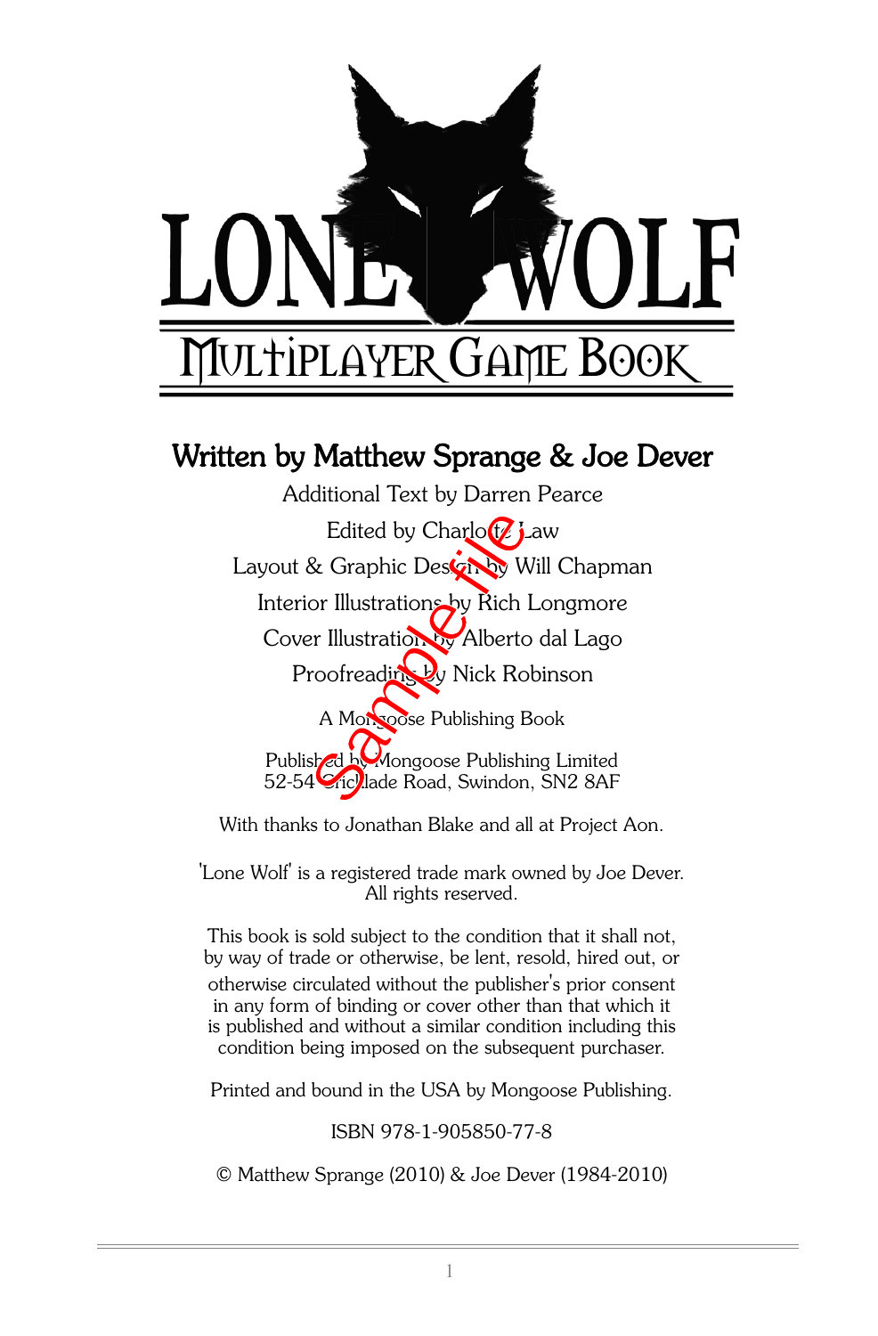# LONE WOLF

## MULTIPLAYER GAME BOOK

**Written by Matthew Sprange & Joe Dever**

Additional Text by Darren Pearce

Edited by Charlotte Law

Layout & Graphic Design by Will Chapman

Interior Illustrations by Rich Longmore

Cover Illustration by Alberto dal Lago

Proofreading by Nick Robinson

A Mongoose Publishing Book

Published by Mongoose Publishing Limited
52-54 Cricklade Road, Swindon, SN2 8AF

With thanks to Jonathan Blake and all at Project Aon.

'Lone Wolf' is a registered trade mark owned by Joe Dever.
All rights reserved.

This book is sold subject to the condition that it shall not, by way of trade or otherwise, be lent, resold, hired out, or otherwise circulated without the publisher's prior consent in any form of binding or cover other than that which it is published and without a similar condition including this condition being imposed on the subsequent purchaser.

Printed and bound in the USA by Mongoose Publishing.

ISBN 978-1-905850-77-8

© Matthew Sprange (2010) & Joe Dever (1984-2010)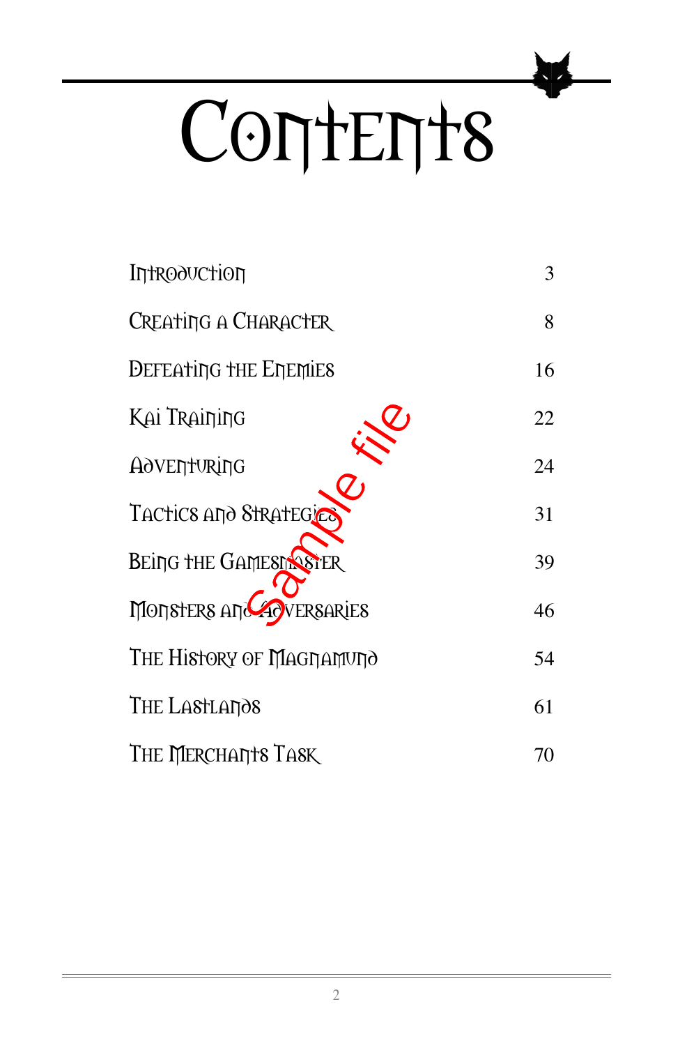# Contents

| | |
|---|---|
| Introduction | 3 |
| Creating a Character | 8 |
| Defeating the Enemies | 16 |
| Kai Training | 22 |
| Adventuring | 24 |
| Tactics and Strategies | 31 |
| Being the Gamesmaster | 39 |
| Monsters and Adversaries | 46 |
| The History of Magnamund | 54 |
| The Lastlands | 61 |
| The Merchants Task | 70 |

Sample file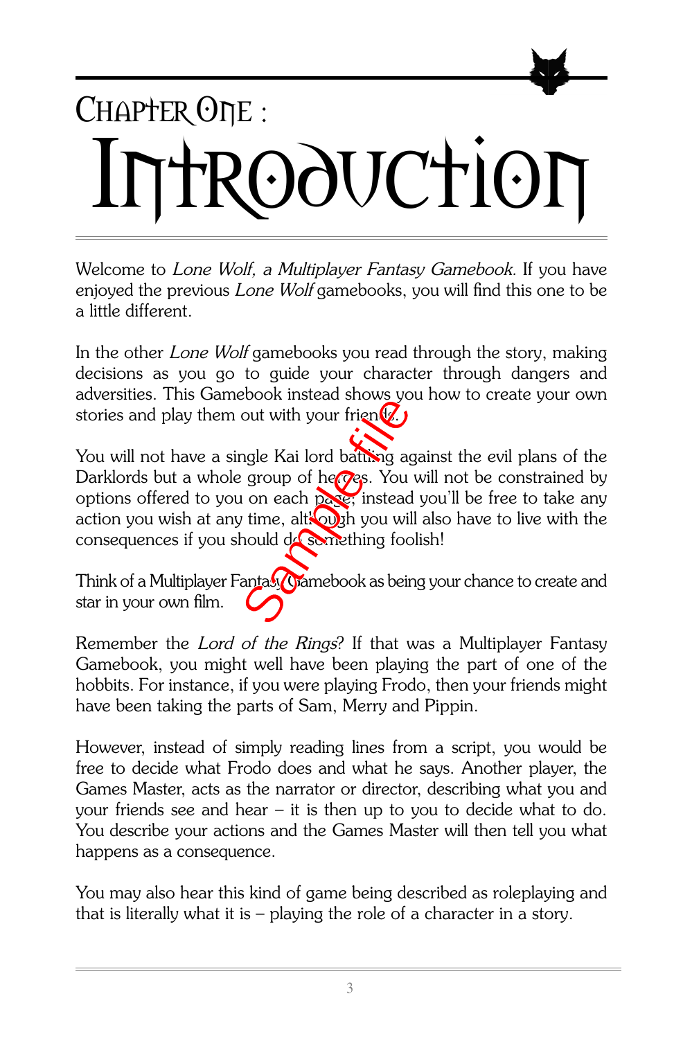# Chapter One : Introduction

Welcome to *Lone Wolf, a Multiplayer Fantasy Gamebook*. If you have enjoyed the previous *Lone Wolf* gamebooks, you will find this one to be a little different.

In the other *Lone Wolf* gamebooks you read through the story, making decisions as you go to guide your character through dangers and adversities. This Gamebook instead shows you how to create your own stories and play them out with your friends.

You will not have a single Kai lord battling against the evil plans of the Darklords but a whole group of heroes. You will not be constrained by options offered to you on each page; instead you'll be free to take any action you wish at any time, although you will also have to live with the consequences if you should do something foolish!

Think of a Multiplayer Fantasy Gamebook as being your chance to create and star in your own film.

Remember the *Lord of the Rings*? If that was a Multiplayer Fantasy Gamebook, you might well have been playing the part of one of the hobbits. For instance, if you were playing Frodo, then your friends might have been taking the parts of Sam, Merry and Pippin.

However, instead of simply reading lines from a script, you would be free to decide what Frodo does and what he says. Another player, the Games Master, acts as the narrator or director, describing what you and your friends see and hear – it is then up to you to decide what to do. You describe your actions and the Games Master will then tell you what happens as a consequence.

You may also hear this kind of game being described as roleplaying and that is literally what it is – playing the role of a character in a story.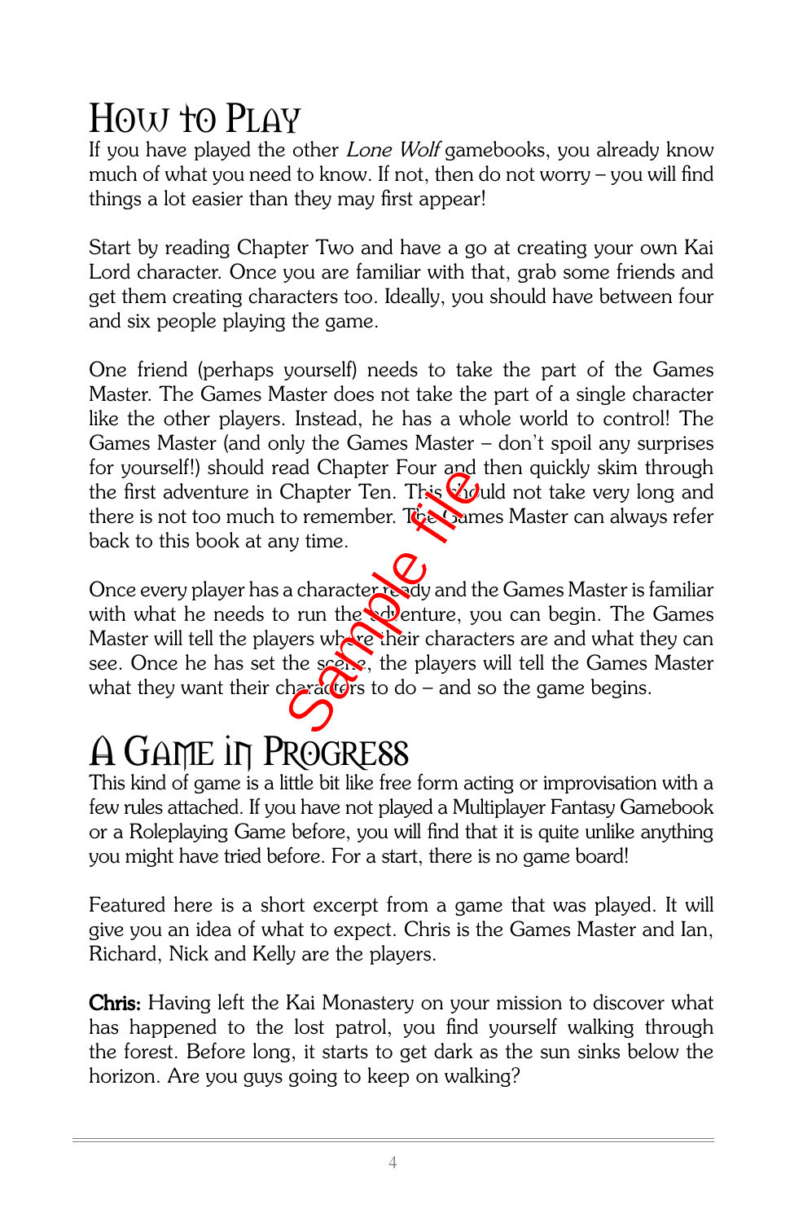# How to Play

If you have played the other *Lone Wolf* gamebooks, you already know much of what you need to know. If not, then do not worry – you will find things a lot easier than they may first appear!

Start by reading Chapter Two and have a go at creating your own Kai Lord character. Once you are familiar with that, grab some friends and get them creating characters too. Ideally, you should have between four and six people playing the game.

One friend (perhaps yourself) needs to take the part of the Games Master. The Games Master does not take the part of a single character like the other players. Instead, he has a whole world to control! The Games Master (and only the Games Master – don't spoil any surprises for yourself!) should read Chapter Four and then quickly skim through the first adventure in Chapter Ten. This should not take very long and there is not too much to remember. The Games Master can always refer back to this book at any time.

Once every player has a character ready and the Games Master is familiar with what he needs to run the adventure, you can begin. The Games Master will tell the players where their characters are and what they can see. Once he has set the scene, the players will tell the Games Master what they want their characters to do – and so the game begins.

# A Game in Progress

This kind of game is a little bit like free form acting or improvisation with a few rules attached. If you have not played a Multiplayer Fantasy Gamebook or a Roleplaying Game before, you will find that it is quite unlike anything you might have tried before. For a start, there is no game board!

Featured here is a short excerpt from a game that was played. It will give you an idea of what to expect. Chris is the Games Master and Ian, Richard, Nick and Kelly are the players.

**Chris:** Having left the Kai Monastery on your mission to discover what has happened to the lost patrol, you find yourself walking through the forest. Before long, it starts to get dark as the sun sinks below the horizon. Are you guys going to keep on walking?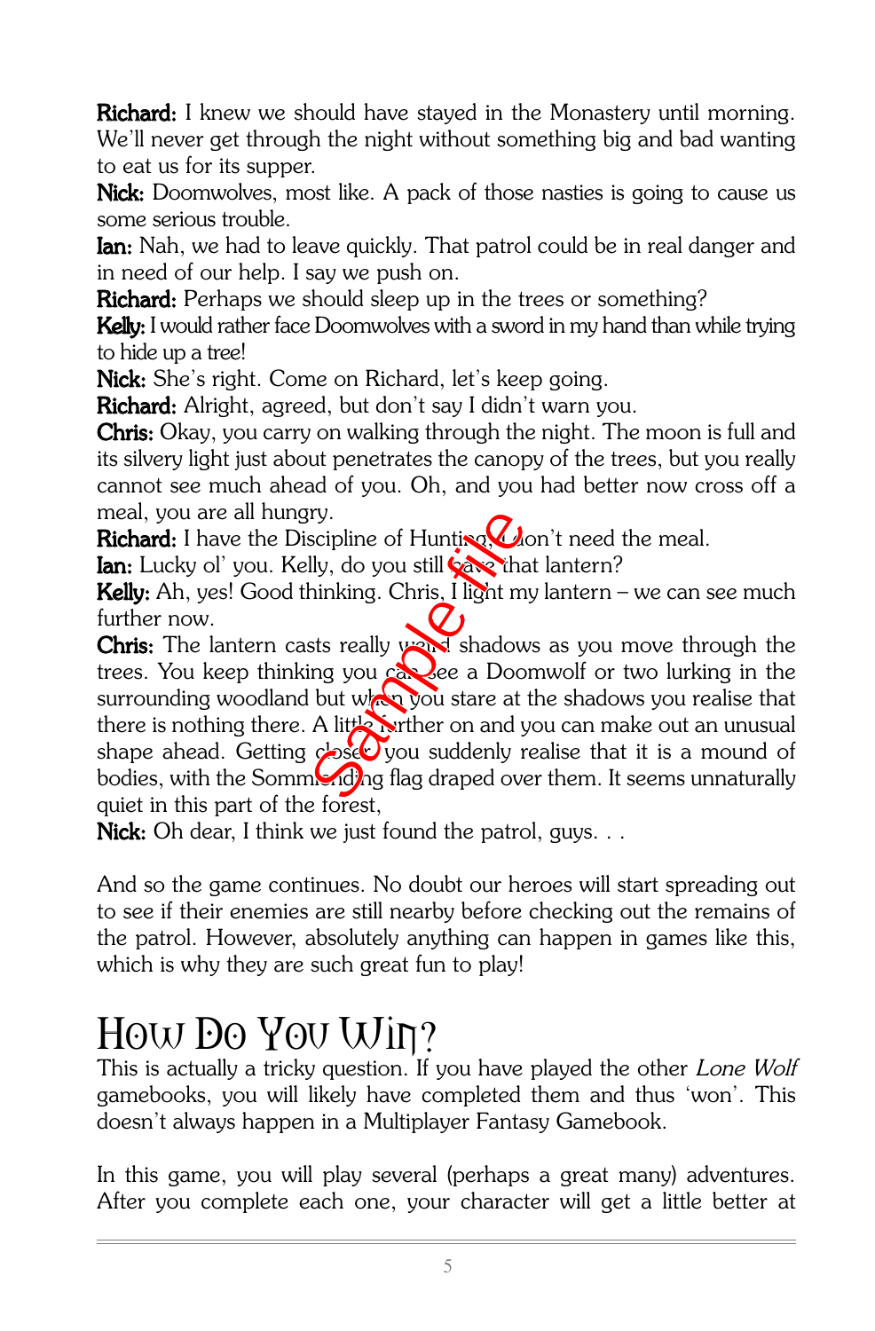**Richard:** I knew we should have stayed in the Monastery until morning. We'll never get through the night without something big and bad wanting to eat us for its supper.

**Nick:** Doomwolves, most like. A pack of those nasties is going to cause us some serious trouble.

**Ian:** Nah, we had to leave quickly. That patrol could be in real danger and in need of our help. I say we push on.

**Richard:** Perhaps we should sleep up in the trees or something?

**Kelly:** I would rather face Doomwolves with a sword in my hand than while trying to hide up a tree!

**Nick:** She's right. Come on Richard, let's keep going.

**Richard:** Alright, agreed, but don't say I didn't warn you.

**Chris:** Okay, you carry on walking through the night. The moon is full and its silvery light just about penetrates the canopy of the trees, but you really cannot see much ahead of you. Oh, and you had better now cross off a meal, you are all hungry.

**Richard:** I have the Discipline of Hunting, I don't need the meal.

**Ian:** Lucky ol' you. Kelly, do you still have that lantern?

**Kelly:** Ah, yes! Good thinking. Chris, I light my lantern – we can see much further now.

**Chris:** The lantern casts really weird shadows as you move through the trees. You keep thinking you can see a Doomwolf or two lurking in the surrounding woodland but when you stare at the shadows you realise that there is nothing there. A little further on and you can make out an unusual shape ahead. Getting closer you suddenly realise that it is a mound of bodies, with the Sommerlending flag draped over them. It seems unnaturally quiet in this part of the forest,

**Nick:** Oh dear, I think we just found the patrol, guys. . .

And so the game continues. No doubt our heroes will start spreading out to see if their enemies are still nearby before checking out the remains of the patrol. However, absolutely anything can happen in games like this, which is why they are such great fun to play!

# How Do You Win?

This is actually a tricky question. If you have played the other *Lone Wolf* gamebooks, you will likely have completed them and thus 'won'. This doesn't always happen in a Multiplayer Fantasy Gamebook.

In this game, you will play several (perhaps a great many) adventures. After you complete each one, your character will get a little better at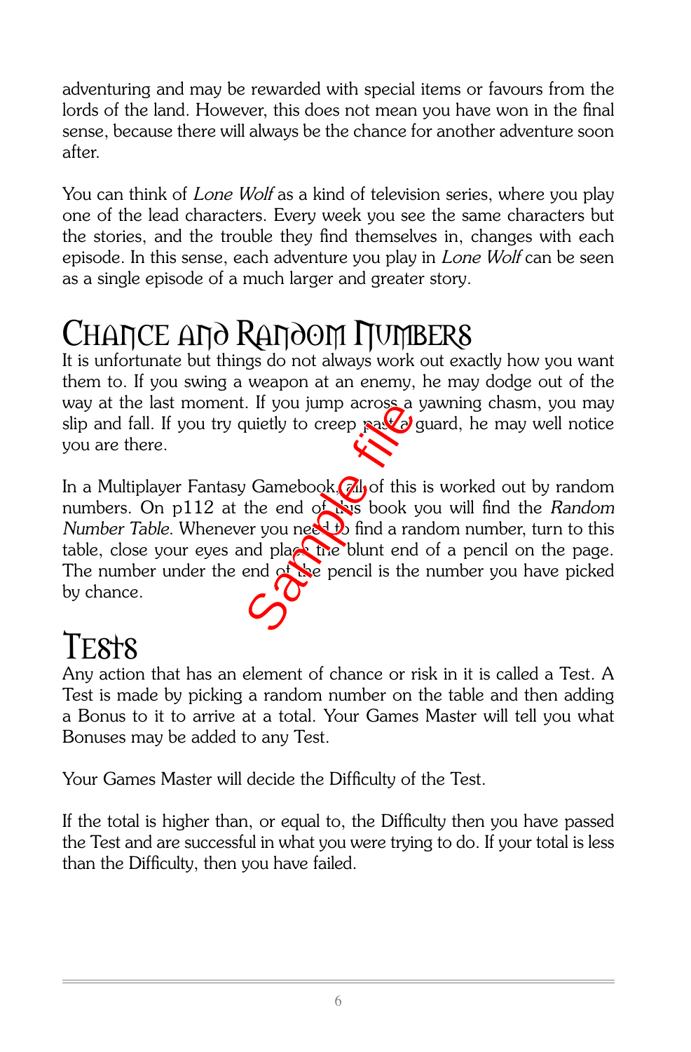adventuring and may be rewarded with special items or favours from the lords of the land. However, this does not mean you have won in the final sense, because there will always be the chance for another adventure soon after.

You can think of *Lone Wolf* as a kind of television series, where you play one of the lead characters. Every week you see the same characters but the stories, and the trouble they find themselves in, changes with each episode. In this sense, each adventure you play in *Lone Wolf* can be seen as a single episode of a much larger and greater story.

# Chance and Random Numbers

It is unfortunate but things do not always work out exactly how you want them to. If you swing a weapon at an enemy, he may dodge out of the way at the last moment. If you jump across a yawning chasm, you may slip and fall. If you try quietly to creep past a guard, he may well notice you are there.

In a Multiplayer Fantasy Gamebook, all of this is worked out by random numbers. On p112 at the end of this book you will find the *Random Number Table*. Whenever you need to find a random number, turn to this table, close your eyes and place the blunt end of a pencil on the page. The number under the end of the pencil is the number you have picked by chance.

# Tests

Any action that has an element of chance or risk in it is called a Test. A Test is made by picking a random number on the table and then adding a Bonus to it to arrive at a total. Your Games Master will tell you what Bonuses may be added to any Test.

Your Games Master will decide the Difficulty of the Test.

If the total is higher than, or equal to, the Difficulty then you have passed the Test and are successful in what you were trying to do. If your total is less than the Difficulty, then you have failed.